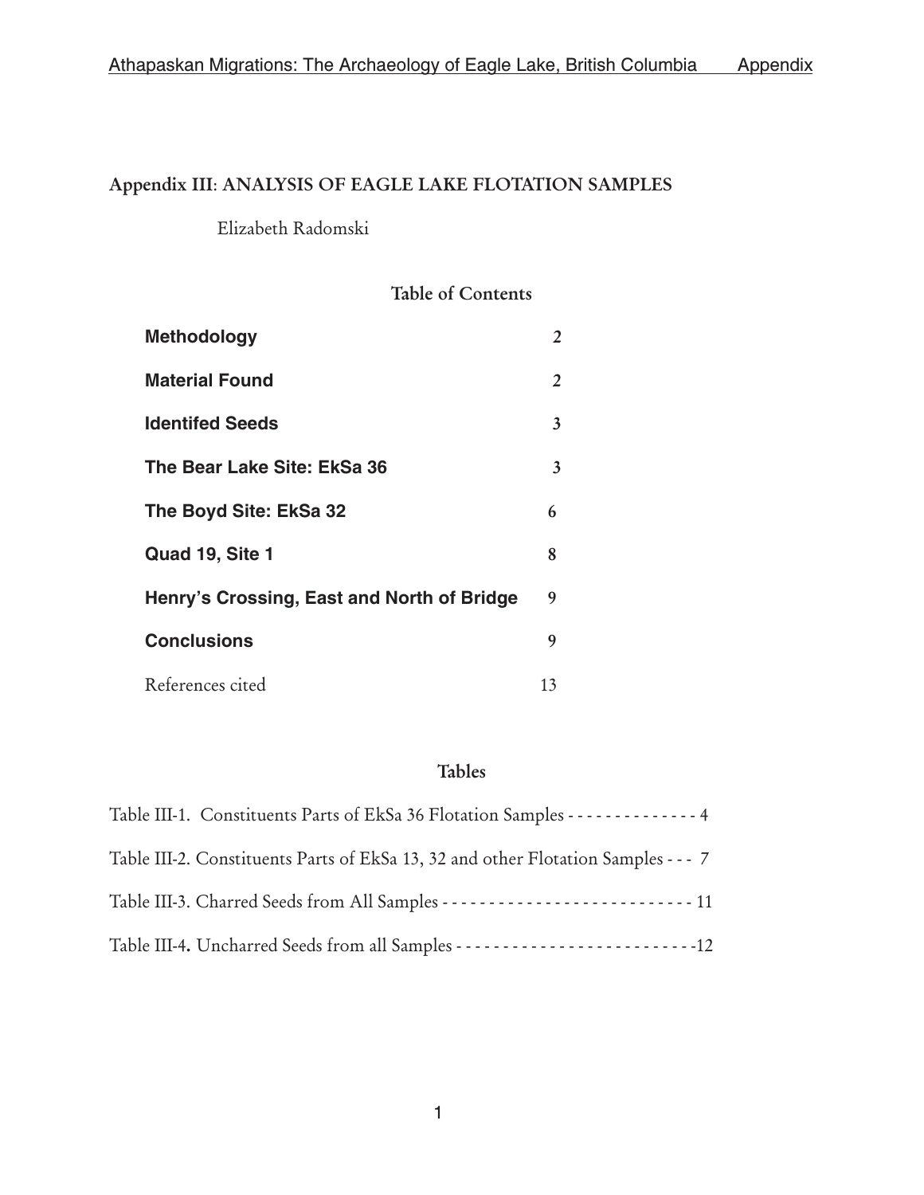## Appendix III: ANALYSIS OF EAGLE LAKE FLOTATION SAMPLES

Elizabeth Radomski

### Table of Contents

| | |
|---|---|
| **Methodology** | 2 |
| **Material Found** | 2 |
| **Identifed Seeds** | 3 |
| **The Bear Lake Site: EkSa 36** | 3 |
| **The Boyd Site: EkSa 32** | 6 |
| **Quad 19, Site 1** | 8 |
| **Henry's Crossing, East and North of Bridge** | 9 |
| **Conclusions** | 9 |
| References cited | 13 |

### Tables

Table III-1. Constituents Parts of EkSa 36 Flotation Samples - - - - - - - - - - - - - - 4

Table III-2. Constituents Parts of EkSa 13, 32 and other Flotation Samples - - - 7

Table III-3. Charred Seeds from All Samples - - - - - - - - - - - - - - - - - - - - - - - - - - - 11

Table III-4. Uncharred Seeds from all Samples - - - - - - - - - - - - - - - - - - - - - - - - - -12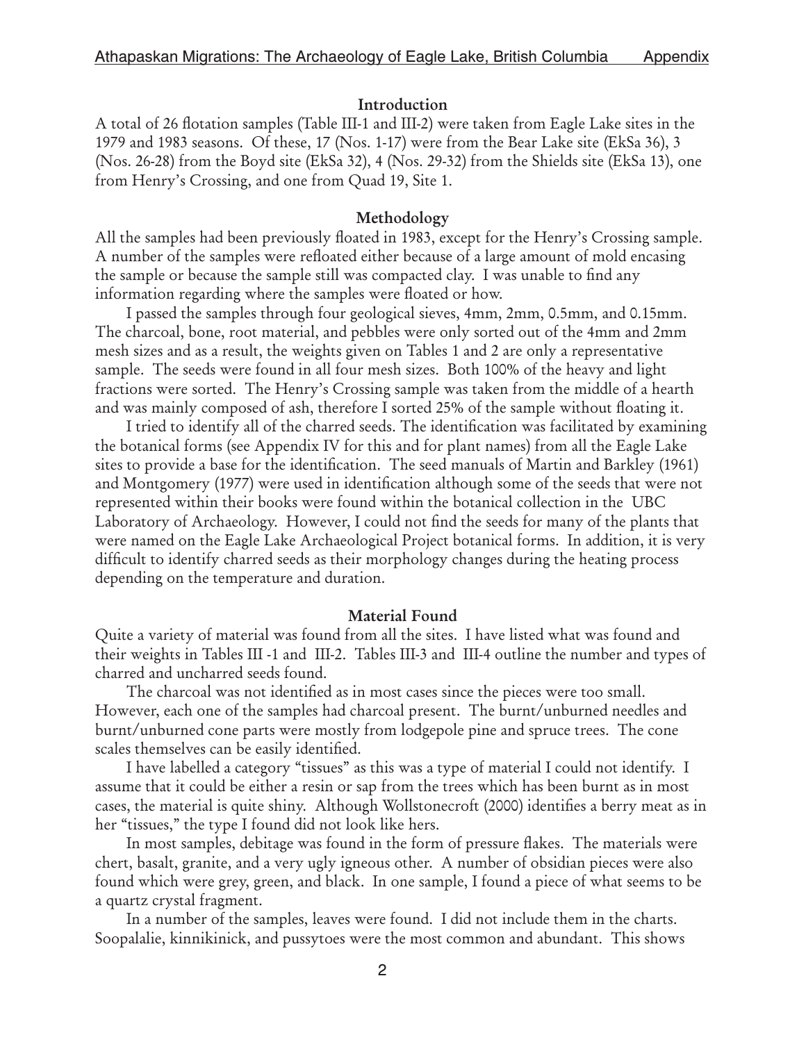## Introduction

A total of 26 flotation samples (Table III-1 and III-2) were taken from Eagle Lake sites in the 1979 and 1983 seasons. Of these, 17 (Nos. 1-17) were from the Bear Lake site (EkSa 36), 3 (Nos. 26-28) from the Boyd site (EkSa 32), 4 (Nos. 29-32) from the Shields site (EkSa 13), one from Henry's Crossing, and one from Quad 19, Site 1.

## Methodology

All the samples had been previously floated in 1983, except for the Henry's Crossing sample. A number of the samples were refloated either because of a large amount of mold encasing the sample or because the sample still was compacted clay. I was unable to find any information regarding where the samples were floated or how.

I passed the samples through four geological sieves, 4mm, 2mm, 0.5mm, and 0.15mm. The charcoal, bone, root material, and pebbles were only sorted out of the 4mm and 2mm mesh sizes and as a result, the weights given on Tables 1 and 2 are only a representative sample. The seeds were found in all four mesh sizes. Both 100% of the heavy and light fractions were sorted. The Henry's Crossing sample was taken from the middle of a hearth and was mainly composed of ash, therefore I sorted 25% of the sample without floating it.

I tried to identify all of the charred seeds. The identification was facilitated by examining the botanical forms (see Appendix IV for this and for plant names) from all the Eagle Lake sites to provide a base for the identification. The seed manuals of Martin and Barkley (1961) and Montgomery (1977) were used in identification although some of the seeds that were not represented within their books were found within the botanical collection in the UBC Laboratory of Archaeology. However, I could not find the seeds for many of the plants that were named on the Eagle Lake Archaeological Project botanical forms. In addition, it is very difficult to identify charred seeds as their morphology changes during the heating process depending on the temperature and duration.

## Material Found

Quite a variety of material was found from all the sites. I have listed what was found and their weights in Tables III -1 and III-2. Tables III-3 and III-4 outline the number and types of charred and uncharred seeds found.

The charcoal was not identified as in most cases since the pieces were too small. However, each one of the samples had charcoal present. The burnt/unburned needles and burnt/unburned cone parts were mostly from lodgepole pine and spruce trees. The cone scales themselves can be easily identified.

I have labelled a category "tissues" as this was a type of material I could not identify. I assume that it could be either a resin or sap from the trees which has been burnt as in most cases, the material is quite shiny. Although Wollstonecroft (2000) identifies a berry meat as in her "tissues," the type I found did not look like hers.

In most samples, debitage was found in the form of pressure flakes. The materials were chert, basalt, granite, and a very ugly igneous other. A number of obsidian pieces were also found which were grey, green, and black. In one sample, I found a piece of what seems to be a quartz crystal fragment.

In a number of the samples, leaves were found. I did not include them in the charts. Soopalalie, kinnikinick, and pussytoes were the most common and abundant. This shows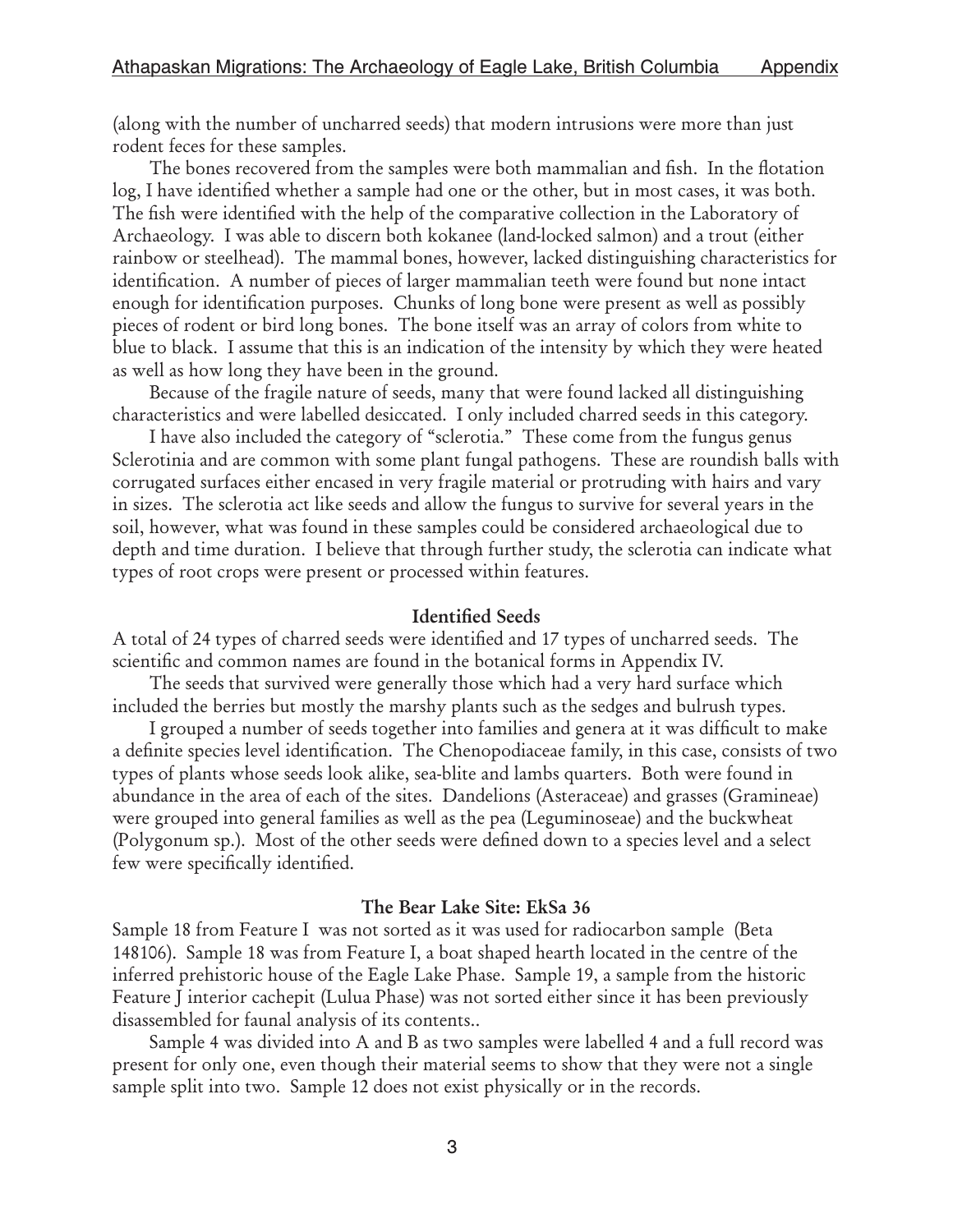(along with the number of uncharred seeds) that modern intrusions were more than just rodent feces for these samples.

The bones recovered from the samples were both mammalian and fish. In the flotation log, I have identified whether a sample had one or the other, but in most cases, it was both. The fish were identified with the help of the comparative collection in the Laboratory of Archaeology. I was able to discern both kokanee (land-locked salmon) and a trout (either rainbow or steelhead). The mammal bones, however, lacked distinguishing characteristics for identification. A number of pieces of larger mammalian teeth were found but none intact enough for identification purposes. Chunks of long bone were present as well as possibly pieces of rodent or bird long bones. The bone itself was an array of colors from white to blue to black. I assume that this is an indication of the intensity by which they were heated as well as how long they have been in the ground.

Because of the fragile nature of seeds, many that were found lacked all distinguishing characteristics and were labelled desiccated. I only included charred seeds in this category.

I have also included the category of "sclerotia." These come from the fungus genus Sclerotinia and are common with some plant fungal pathogens. These are roundish balls with corrugated surfaces either encased in very fragile material or protruding with hairs and vary in sizes. The sclerotia act like seeds and allow the fungus to survive for several years in the soil, however, what was found in these samples could be considered archaeological due to depth and time duration. I believe that through further study, the sclerotia can indicate what types of root crops were present or processed within features.

## Identified Seeds

A total of 24 types of charred seeds were identified and 17 types of uncharred seeds. The scientific and common names are found in the botanical forms in Appendix IV.

The seeds that survived were generally those which had a very hard surface which included the berries but mostly the marshy plants such as the sedges and bulrush types.

I grouped a number of seeds together into families and genera at it was difficult to make a definite species level identification. The Chenopodiaceae family, in this case, consists of two types of plants whose seeds look alike, sea-blite and lambs quarters. Both were found in abundance in the area of each of the sites. Dandelions (Asteraceae) and grasses (Gramineae) were grouped into general families as well as the pea (Leguminoseae) and the buckwheat (Polygonum sp.). Most of the other seeds were defined down to a species level and a select few were specifically identified.

## The Bear Lake Site: EkSa 36

Sample 18 from Feature I was not sorted as it was used for radiocarbon sample (Beta 148106). Sample 18 was from Feature I, a boat shaped hearth located in the centre of the inferred prehistoric house of the Eagle Lake Phase. Sample 19, a sample from the historic Feature J interior cachepit (Lulua Phase) was not sorted either since it has been previously disassembled for faunal analysis of its contents..

Sample 4 was divided into A and B as two samples were labelled 4 and a full record was present for only one, even though their material seems to show that they were not a single sample split into two. Sample 12 does not exist physically or in the records.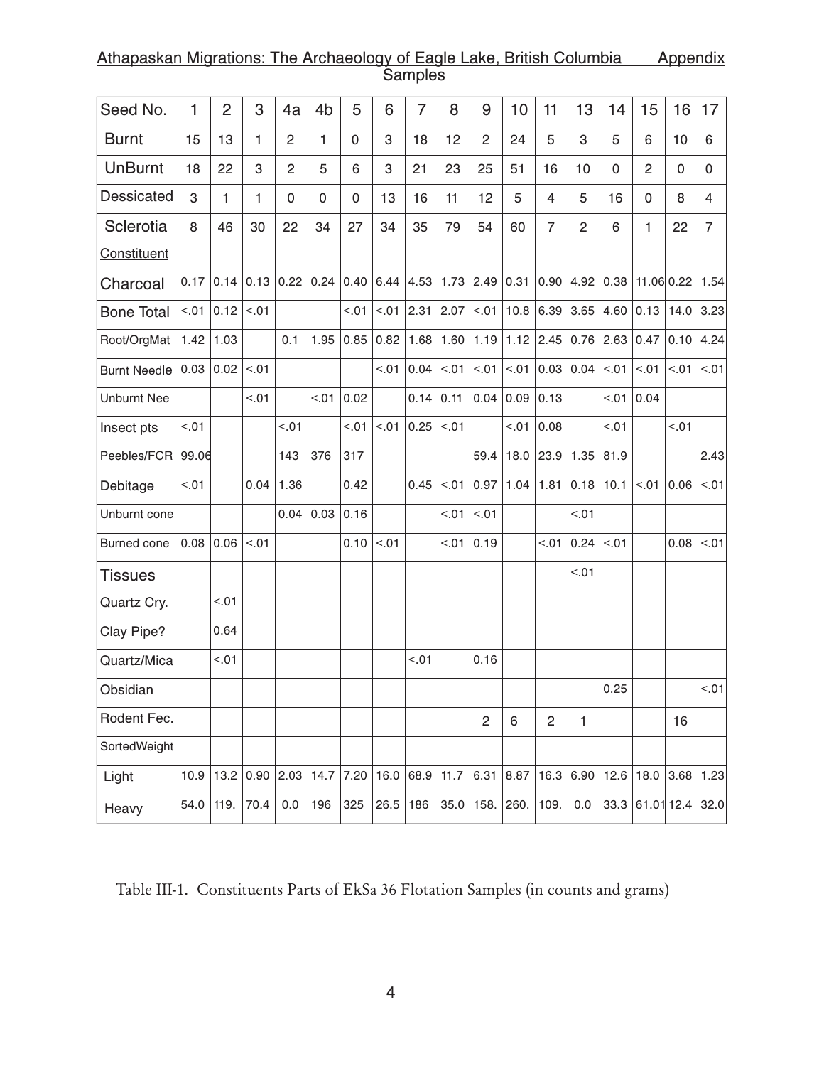Samples

| Seed No. | 1 | 2 | 3 | 4a | 4b | 5 | 6 | 7 | 8 | 9 | 10 | 11 | 13 | 14 | 15 | 16 | 17 |
|---|---|---|---|---|---|---|---|---|---|---|---|---|---|---|---|---|---|
| Burnt | 15 | 13 | 1 | 2 | 1 | 0 | 3 | 18 | 12 | 2 | 24 | 5 | 3 | 5 | 6 | 10 | 6 |
| UnBurnt | 18 | 22 | 3 | 2 | 5 | 6 | 3 | 21 | 23 | 25 | 51 | 16 | 10 | 0 | 2 | 0 | 0 |
| Dessicated | 3 | 1 | 1 | 0 | 0 | 0 | 13 | 16 | 11 | 12 | 5 | 4 | 5 | 16 | 0 | 8 | 4 |
| Sclerotia | 8 | 46 | 30 | 22 | 34 | 27 | 34 | 35 | 79 | 54 | 60 | 7 | 2 | 6 | 1 | 22 | 7 |
| Constituent | | | | | | | | | | | | | | | | | |
| Charcoal | 0.17 | 0.14 | 0.13 | 0.22 | 0.24 | 0.40 | 6.44 | 4.53 | 1.73 | 2.49 | 0.31 | 0.90 | 4.92 | 0.38 | 11.06 | 0.22 | 1.54 |
| Bone Total | <.01 | 0.12 | <.01 | | | <.01 | <.01 | 2.31 | 2.07 | <.01 | 10.8 | 6.39 | 3.65 | 4.60 | 0.13 | 14.0 | 3.23 |
| Root/OrgMat | 1.42 | 1.03 | | 0.1 | 1.95 | 0.85 | 0.82 | 1.68 | 1.60 | 1.19 | 1.12 | 2.45 | 0.76 | 2.63 | 0.47 | 0.10 | 4.24 |
| Burnt Needle | 0.03 | 0.02 | <.01 | | | | <.01 | 0.04 | <.01 | <.01 | <.01 | 0.03 | 0.04 | <.01 | <.01 | <.01 | <.01 |
| Unburnt Nee | | | <.01 | | <.01 | 0.02 | | 0.14 | 0.11 | 0.04 | 0.09 | 0.13 | | <.01 | 0.04 | | |
| Insect pts | <.01 | | | <.01 | | <.01 | <.01 | 0.25 | <.01 | | <.01 | 0.08 | | <.01 | | <.01 | |
| Peebles/FCR | 99.06 | | | 143 | 376 | 317 | | | | 59.4 | 18.0 | 23.9 | 1.35 | 81.9 | | | 2.43 |
| Debitage | <.01 | | 0.04 | 1.36 | | 0.42 | | 0.45 | <.01 | 0.97 | 1.04 | 1.81 | 0.18 | 10.1 | <.01 | 0.06 | <.01 |
| Unburnt cone | | | | 0.04 | 0.03 | 0.16 | | | <.01 | <.01 | | | <.01 | | | | |
| Burned cone | 0.08 | 0.06 | <.01 | | | 0.10 | <.01 | | <.01 | 0.19 | | <.01 | 0.24 | <.01 | | 0.08 | <.01 |
| Tissues | | | | | | | | | | | | | <.01 | | | | |
| Quartz Cry. | | <.01 | | | | | | | | | | | | | | | |
| Clay Pipe? | | 0.64 | | | | | | | | | | | | | | | |
| Quartz/Mica | | <.01 | | | | | | <.01 | | 0.16 | | | | | | | |
| Obsidian | | | | | | | | | | | | | | 0.25 | | | <.01 |
| Rodent Fec. | | | | | | | | | | 2 | 6 | 2 | 1 | | | 16 | |
| SortedWeight | | | | | | | | | | | | | | | | | |
| Light | 10.9 | 13.2 | 0.90 | 2.03 | 14.7 | 7.20 | 16.0 | 68.9 | 11.7 | 6.31 | 8.87 | 16.3 | 6.90 | 12.6 | 18.0 | 3.68 | 1.23 |
| Heavy | 54.0 | 119. | 70.4 | 0.0 | 196 | 325 | 26.5 | 186 | 35.0 | 158. | 260. | 109. | 0.0 | 33.3 | 61.01 | 12.4 | 32.0 |

Table III-1. Constituents Parts of EkSa 36 Flotation Samples (in counts and grams)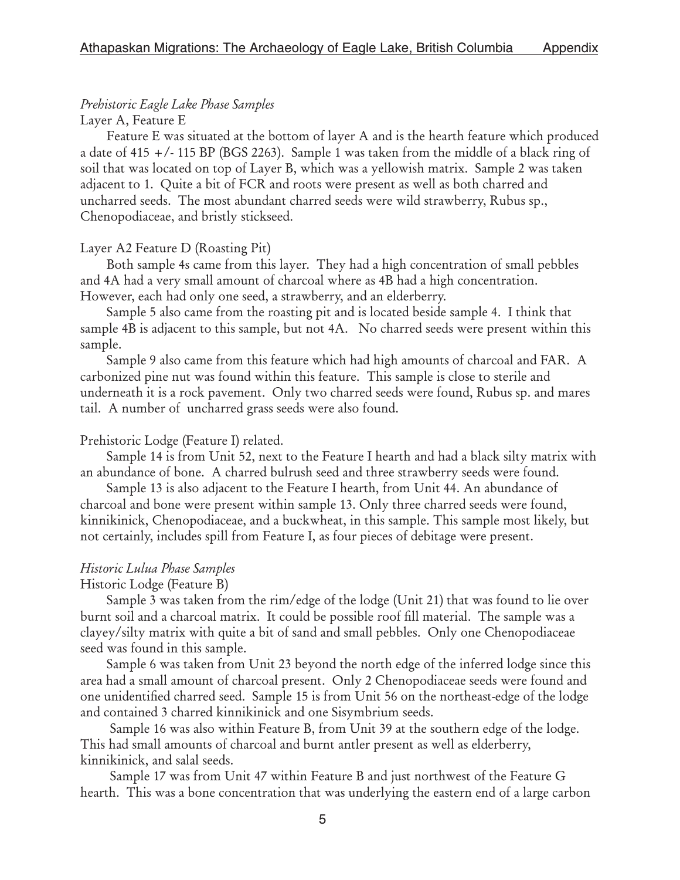*Prehistoric Eagle Lake Phase Samples*

Layer A, Feature E

Feature E was situated at the bottom of layer A and is the hearth feature which produced a date of 415 +/- 115 BP (BGS 2263). Sample 1 was taken from the middle of a black ring of soil that was located on top of Layer B, which was a yellowish matrix. Sample 2 was taken adjacent to 1. Quite a bit of FCR and roots were present as well as both charred and uncharred seeds. The most abundant charred seeds were wild strawberry, Rubus sp., Chenopodiaceae, and bristly stickseed.

Layer A2 Feature D (Roasting Pit)

Both sample 4s came from this layer. They had a high concentration of small pebbles and 4A had a very small amount of charcoal where as 4B had a high concentration. However, each had only one seed, a strawberry, and an elderberry.

Sample 5 also came from the roasting pit and is located beside sample 4. I think that sample 4B is adjacent to this sample, but not 4A. No charred seeds were present within this sample.

Sample 9 also came from this feature which had high amounts of charcoal and FAR. A carbonized pine nut was found within this feature. This sample is close to sterile and underneath it is a rock pavement. Only two charred seeds were found, Rubus sp. and mares tail. A number of uncharred grass seeds were also found.

Prehistoric Lodge (Feature I) related.

Sample 14 is from Unit 52, next to the Feature I hearth and had a black silty matrix with an abundance of bone. A charred bulrush seed and three strawberry seeds were found.

Sample 13 is also adjacent to the Feature I hearth, from Unit 44. An abundance of charcoal and bone were present within sample 13. Only three charred seeds were found, kinnikinick, Chenopodiaceae, and a buckwheat, in this sample. This sample most likely, but not certainly, includes spill from Feature I, as four pieces of debitage were present.

*Historic Lulua Phase Samples*

Historic Lodge (Feature B)

Sample 3 was taken from the rim/edge of the lodge (Unit 21) that was found to lie over burnt soil and a charcoal matrix. It could be possible roof fill material. The sample was a clayey/silty matrix with quite a bit of sand and small pebbles. Only one Chenopodiaceae seed was found in this sample.

Sample 6 was taken from Unit 23 beyond the north edge of the inferred lodge since this area had a small amount of charcoal present. Only 2 Chenopodiaceae seeds were found and one unidentified charred seed. Sample 15 is from Unit 56 on the northeast-edge of the lodge and contained 3 charred kinnikinick and one Sisymbrium seeds.

Sample 16 was also within Feature B, from Unit 39 at the southern edge of the lodge. This had small amounts of charcoal and burnt antler present as well as elderberry, kinnikinick, and salal seeds.

Sample 17 was from Unit 47 within Feature B and just northwest of the Feature G hearth. This was a bone concentration that was underlying the eastern end of a large carbon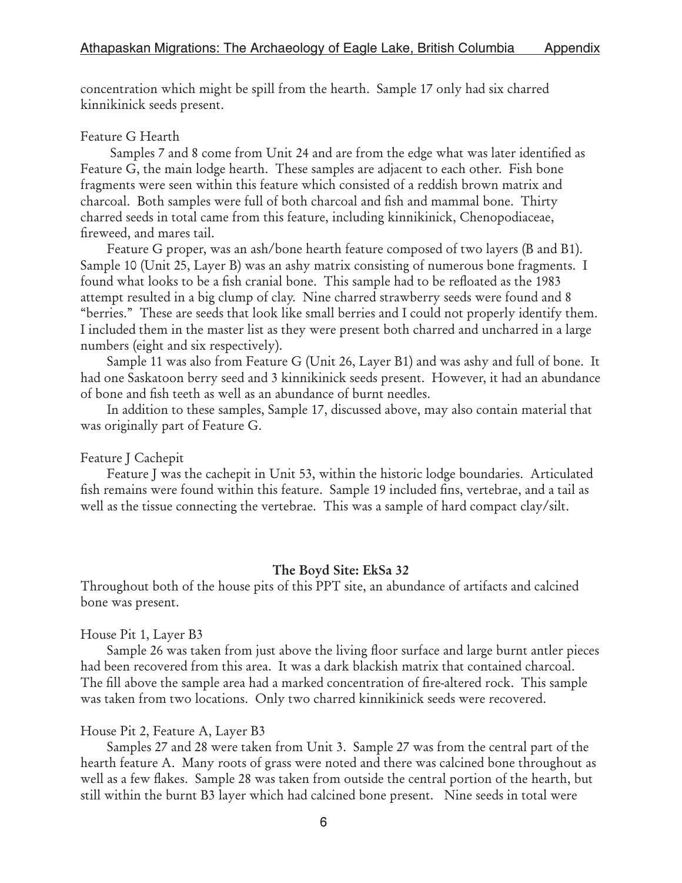concentration which might be spill from the hearth. Sample 17 only had six charred kinnikinick seeds present.

Feature G Hearth

Samples 7 and 8 come from Unit 24 and are from the edge what was later identified as Feature G, the main lodge hearth. These samples are adjacent to each other. Fish bone fragments were seen within this feature which consisted of a reddish brown matrix and charcoal. Both samples were full of both charcoal and fish and mammal bone. Thirty charred seeds in total came from this feature, including kinnikinick, Chenopodiaceae, fireweed, and mares tail.

Feature G proper, was an ash/bone hearth feature composed of two layers (B and B1). Sample 10 (Unit 25, Layer B) was an ashy matrix consisting of numerous bone fragments. I found what looks to be a fish cranial bone. This sample had to be refloated as the 1983 attempt resulted in a big clump of clay. Nine charred strawberry seeds were found and 8 "berries." These are seeds that look like small berries and I could not properly identify them. I included them in the master list as they were present both charred and uncharred in a large numbers (eight and six respectively).

Sample 11 was also from Feature G (Unit 26, Layer B1) and was ashy and full of bone. It had one Saskatoon berry seed and 3 kinnikinick seeds present. However, it had an abundance of bone and fish teeth as well as an abundance of burnt needles.

In addition to these samples, Sample 17, discussed above, may also contain material that was originally part of Feature G.

Feature J Cachepit

Feature J was the cachepit in Unit 53, within the historic lodge boundaries. Articulated fish remains were found within this feature. Sample 19 included fins, vertebrae, and a tail as well as the tissue connecting the vertebrae. This was a sample of hard compact clay/silt.

## The Boyd Site: EkSa 32

Throughout both of the house pits of this PPT site, an abundance of artifacts and calcined bone was present.

House Pit 1, Layer B3

Sample 26 was taken from just above the living floor surface and large burnt antler pieces had been recovered from this area. It was a dark blackish matrix that contained charcoal. The fill above the sample area had a marked concentration of fire-altered rock. This sample was taken from two locations. Only two charred kinnikinick seeds were recovered.

House Pit 2, Feature A, Layer B3

Samples 27 and 28 were taken from Unit 3. Sample 27 was from the central part of the hearth feature A. Many roots of grass were noted and there was calcined bone throughout as well as a few flakes. Sample 28 was taken from outside the central portion of the hearth, but still within the burnt B3 layer which had calcined bone present. Nine seeds in total were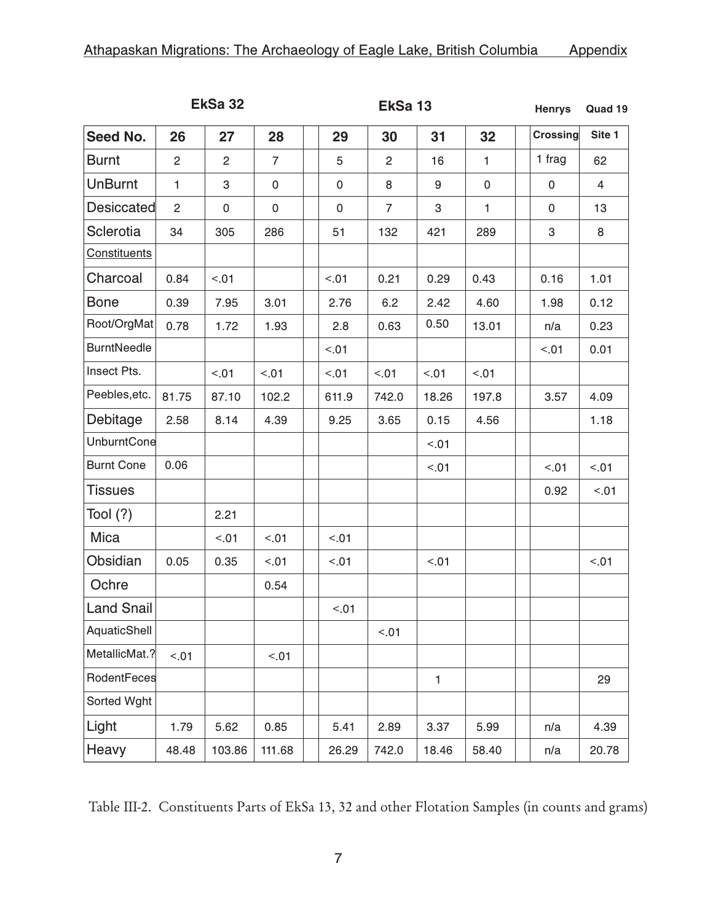| | EkSa 32 | | | | EkSa 13 | | | | Henrys | Quad 19 |
|---|---|---|---|---|---|---|---|---|---|---|
| **Seed No.** | **26** | **27** | **28** | | **29** | **30** | **31** | **32** | **Crossing** | **Site 1** |
| Burnt | 2 | 2 | 7 | | 5 | 2 | 16 | 1 | 1 frag | 62 |
| UnBurnt | 1 | 3 | 0 | | 0 | 8 | 9 | 0 | 0 | 4 |
| Desiccated | 2 | 0 | 0 | | 0 | 7 | 3 | 1 | 0 | 13 |
| Sclerotia | 34 | 305 | 286 | | 51 | 132 | 421 | 289 | 3 | 8 |
| Constituents | | | | | | | | | | |
| Charcoal | 0.84 | <.01 | | | <.01 | 0.21 | 0.29 | 0.43 | 0.16 | 1.01 |
| Bone | 0.39 | 7.95 | 3.01 | | 2.76 | 6.2 | 2.42 | 4.60 | 1.98 | 0.12 |
| Root/OrgMat | 0.78 | 1.72 | 1.93 | | 2.8 | 0.63 | 0.50 | 13.01 | n/a | 0.23 |
| BurntNeedle | | | | | <.01 | | | | <.01 | 0.01 |
| Insect Pts. | | <.01 | <.01 | | <.01 | <.01 | <.01 | <.01 | | |
| Peebles,etc. | 81.75 | 87.10 | 102.2 | | 611.9 | 742.0 | 18.26 | 197.8 | 3.57 | 4.09 |
| Debitage | 2.58 | 8.14 | 4.39 | | 9.25 | 3.65 | 0.15 | 4.56 | | 1.18 |
| UnburntCone | | | | | | | <.01 | | | |
| Burnt Cone | 0.06 | | | | | | <.01 | | <.01 | <.01 |
| Tissues | | | | | | | | | 0.92 | <.01 |
| Tool (?) | | 2.21 | | | | | | | | |
| Mica | | <.01 | <.01 | | <.01 | | | | | |
| Obsidian | 0.05 | 0.35 | <.01 | | <.01 | | <.01 | | | <.01 |
| Ochre | | | 0.54 | | | | | | | |
| Land Snail | | | | | <.01 | | | | | |
| AquaticShell | | | | | | <.01 | | | | |
| MetallicMat.? | <.01 | | <.01 | | | | | | | |
| RodentFeces | | | | | | | 1 | | | 29 |
| Sorted Wght | | | | | | | | | | |
| Light | 1.79 | 5.62 | 0.85 | | 5.41 | 2.89 | 3.37 | 5.99 | n/a | 4.39 |
| Heavy | 48.48 | 103.86 | 111.68 | | 26.29 | 742.0 | 18.46 | 58.40 | n/a | 20.78 |

Table III-2. Constituents Parts of EkSa 13, 32 and other Flotation Samples (in counts and grams)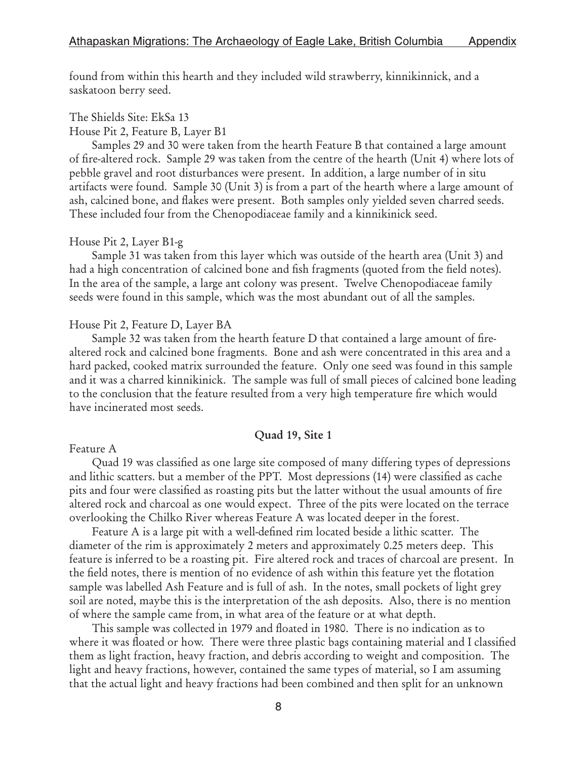found from within this hearth and they included wild strawberry, kinnikinnick, and a saskatoon berry seed.

The Shields Site: EkSa 13

House Pit 2, Feature B, Layer B1

Samples 29 and 30 were taken from the hearth Feature B that contained a large amount of fire-altered rock. Sample 29 was taken from the centre of the hearth (Unit 4) where lots of pebble gravel and root disturbances were present. In addition, a large number of in situ artifacts were found. Sample 30 (Unit 3) is from a part of the hearth where a large amount of ash, calcined bone, and flakes were present. Both samples only yielded seven charred seeds. These included four from the Chenopodiaceae family and a kinnikinick seed.

House Pit 2, Layer B1-g

Sample 31 was taken from this layer which was outside of the hearth area (Unit 3) and had a high concentration of calcined bone and fish fragments (quoted from the field notes). In the area of the sample, a large ant colony was present. Twelve Chenopodiaceae family seeds were found in this sample, which was the most abundant out of all the samples.

House Pit 2, Feature D, Layer BA

Sample 32 was taken from the hearth feature D that contained a large amount of fire-altered rock and calcined bone fragments. Bone and ash were concentrated in this area and a hard packed, cooked matrix surrounded the feature. Only one seed was found in this sample and it was a charred kinnikinick. The sample was full of small pieces of calcined bone leading to the conclusion that the feature resulted from a very high temperature fire which would have incinerated most seeds.

## Quad 19, Site 1

Feature A

Quad 19 was classified as one large site composed of many differing types of depressions and lithic scatters. but a member of the PPT. Most depressions (14) were classified as cache pits and four were classified as roasting pits but the latter without the usual amounts of fire altered rock and charcoal as one would expect. Three of the pits were located on the terrace overlooking the Chilko River whereas Feature A was located deeper in the forest.

Feature A is a large pit with a well-defined rim located beside a lithic scatter. The diameter of the rim is approximately 2 meters and approximately 0.25 meters deep. This feature is inferred to be a roasting pit. Fire altered rock and traces of charcoal are present. In the field notes, there is mention of no evidence of ash within this feature yet the flotation sample was labelled Ash Feature and is full of ash. In the notes, small pockets of light grey soil are noted, maybe this is the interpretation of the ash deposits. Also, there is no mention of where the sample came from, in what area of the feature or at what depth.

This sample was collected in 1979 and floated in 1980. There is no indication as to where it was floated or how. There were three plastic bags containing material and I classified them as light fraction, heavy fraction, and debris according to weight and composition. The light and heavy fractions, however, contained the same types of material, so I am assuming that the actual light and heavy fractions had been combined and then split for an unknown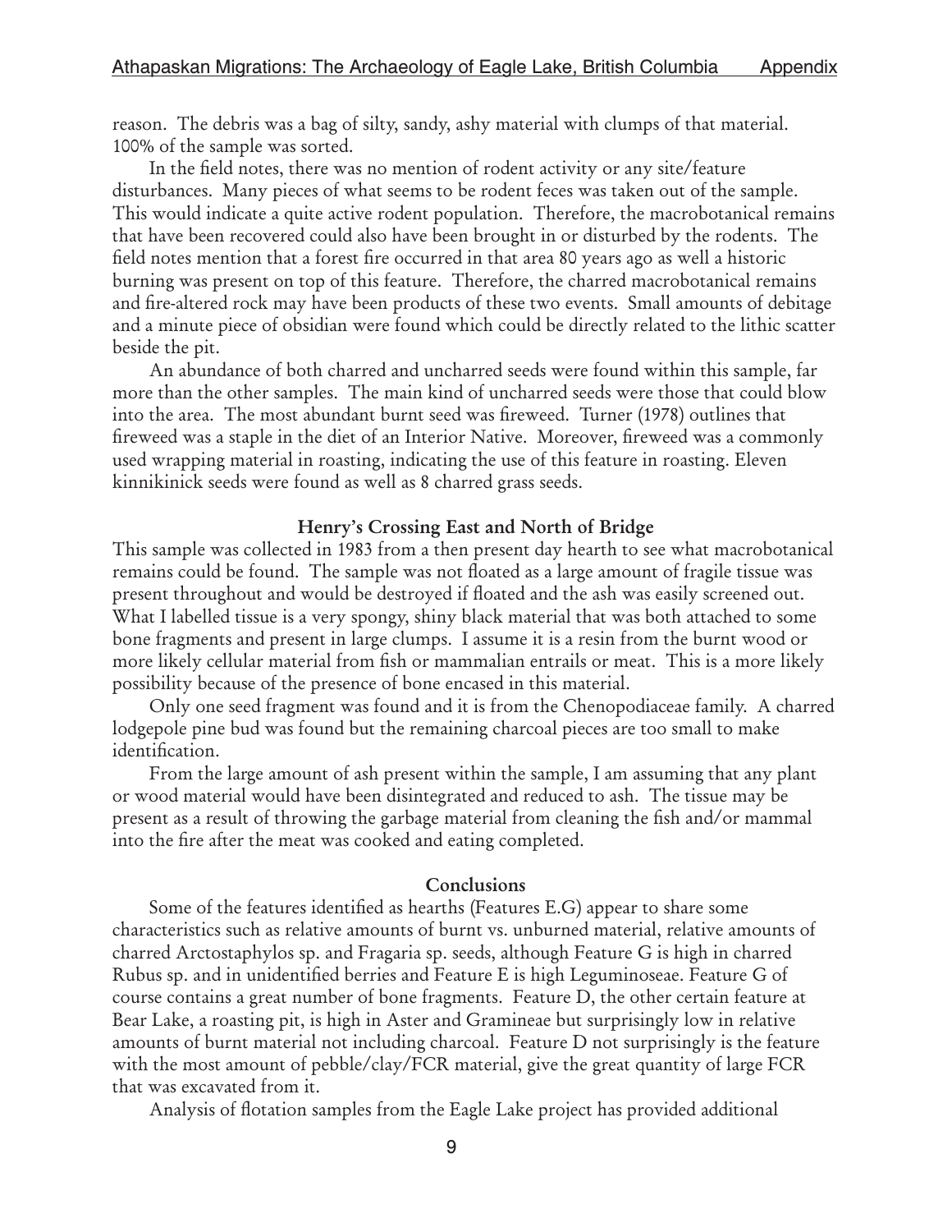reason. The debris was a bag of silty, sandy, ashy material with clumps of that material. 100% of the sample was sorted.

In the field notes, there was no mention of rodent activity or any site/feature disturbances. Many pieces of what seems to be rodent feces was taken out of the sample. This would indicate a quite active rodent population. Therefore, the macrobotanical remains that have been recovered could also have been brought in or disturbed by the rodents. The field notes mention that a forest fire occurred in that area 80 years ago as well a historic burning was present on top of this feature. Therefore, the charred macrobotanical remains and fire-altered rock may have been products of these two events. Small amounts of debitage and a minute piece of obsidian were found which could be directly related to the lithic scatter beside the pit.

An abundance of both charred and uncharred seeds were found within this sample, far more than the other samples. The main kind of uncharred seeds were those that could blow into the area. The most abundant burnt seed was fireweed. Turner (1978) outlines that fireweed was a staple in the diet of an Interior Native. Moreover, fireweed was a commonly used wrapping material in roasting, indicating the use of this feature in roasting. Eleven kinnikinick seeds were found as well as 8 charred grass seeds.

### Henry's Crossing East and North of Bridge

This sample was collected in 1983 from a then present day hearth to see what macrobotanical remains could be found. The sample was not floated as a large amount of fragile tissue was present throughout and would be destroyed if floated and the ash was easily screened out. What I labelled tissue is a very spongy, shiny black material that was both attached to some bone fragments and present in large clumps. I assume it is a resin from the burnt wood or more likely cellular material from fish or mammalian entrails or meat. This is a more likely possibility because of the presence of bone encased in this material.

Only one seed fragment was found and it is from the Chenopodiaceae family. A charred lodgepole pine bud was found but the remaining charcoal pieces are too small to make identification.

From the large amount of ash present within the sample, I am assuming that any plant or wood material would have been disintegrated and reduced to ash. The tissue may be present as a result of throwing the garbage material from cleaning the fish and/or mammal into the fire after the meat was cooked and eating completed.

### Conclusions

Some of the features identified as hearths (Features E.G) appear to share some characteristics such as relative amounts of burnt vs. unburned material, relative amounts of charred Arctostaphylos sp. and Fragaria sp. seeds, although Feature G is high in charred Rubus sp. and in unidentified berries and Feature E is high Leguminoseae. Feature G of course contains a great number of bone fragments. Feature D, the other certain feature at Bear Lake, a roasting pit, is high in Aster and Gramineae but surprisingly low in relative amounts of burnt material not including charcoal. Feature D not surprisingly is the feature with the most amount of pebble/clay/FCR material, give the great quantity of large FCR that was excavated from it.

Analysis of flotation samples from the Eagle Lake project has provided additional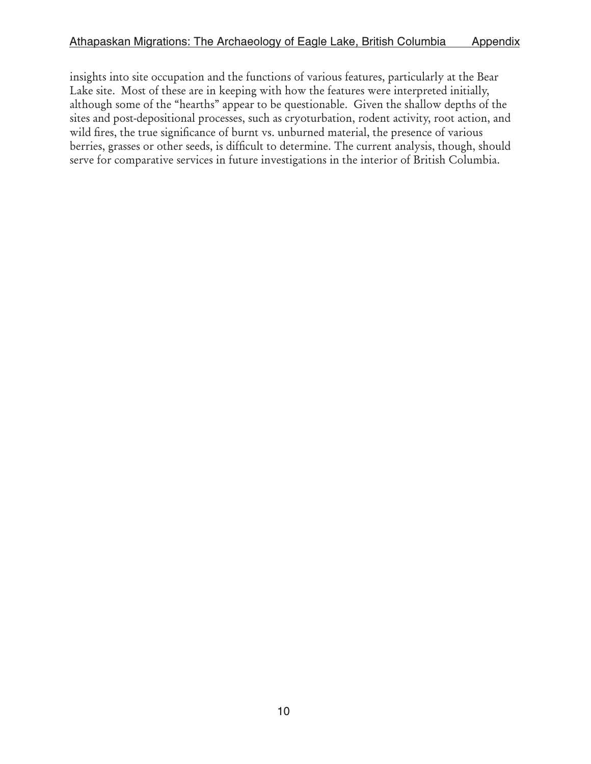insights into site occupation and the functions of various features, particularly at the Bear Lake site. Most of these are in keeping with how the features were interpreted initially, although some of the "hearths" appear to be questionable. Given the shallow depths of the sites and post-depositional processes, such as cryoturbation, rodent activity, root action, and wild fires, the true significance of burnt vs. unburned material, the presence of various berries, grasses or other seeds, is difficult to determine. The current analysis, though, should serve for comparative services in future investigations in the interior of British Columbia.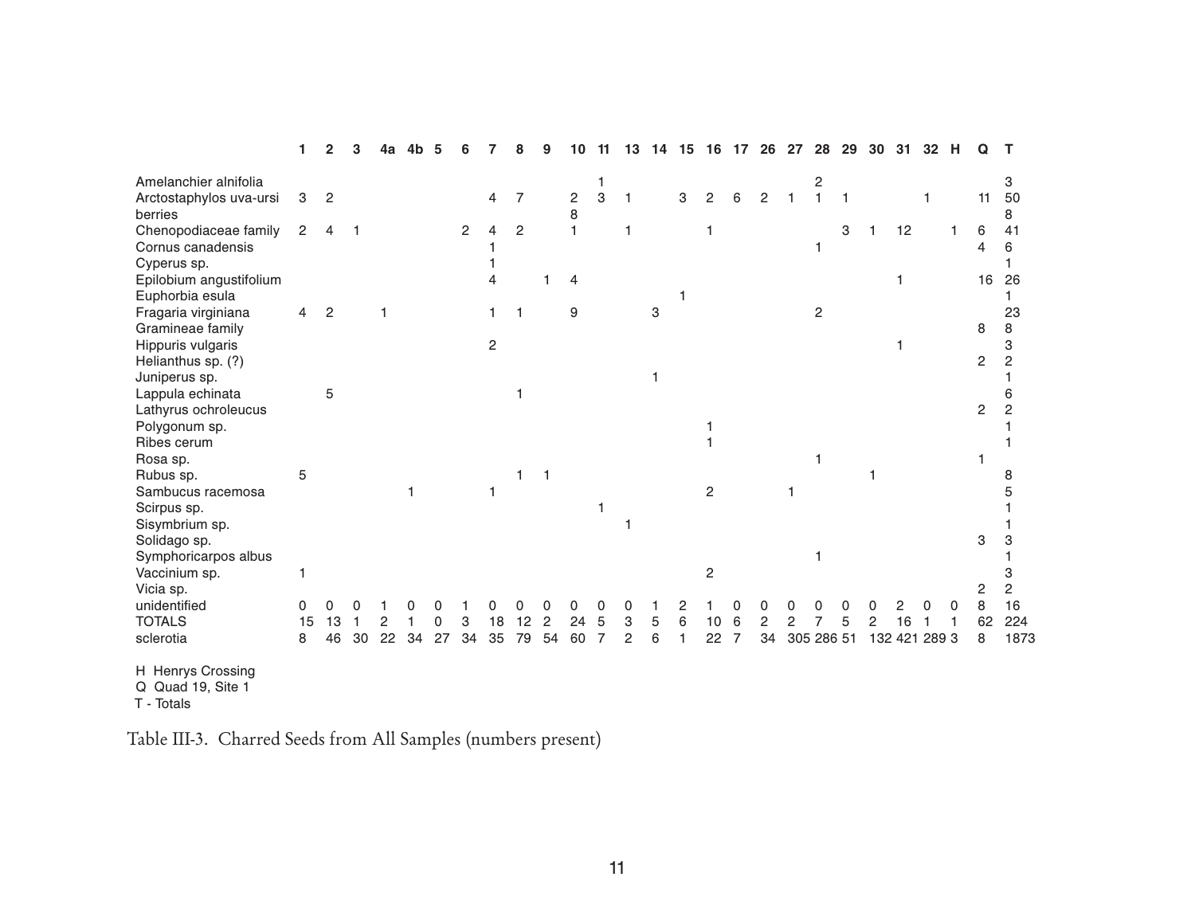| | 1 | 2 | 3 | 4a | 4b | 5 | 6 | 7 | 8 | 9 | 10 | 11 | 13 | 14 | 15 | 16 | 17 | 26 | 27 | 28 | 29 | 30 | 31 | 32 | H | Q | T |
|---|---|---|---|---|---|---|---|---|---|---|---|---|---|---|---|---|---|---|---|---|---|---|---|---|---|---|---|
| Amelanchier alnifolia | | | | | | | | | | | | 1 | | | | | | | | 2 | | | | | | | 3 |
| Arctostaphylos uva-ursi | 3 | 2 | | | | | | 4 | 7 | | 2 | 3 | 1 | | 3 | 2 | 6 | 2 | 1 | 1 | 1 | | | 1 | | 11 | 50 |
| berries | | | | | | | | | | | 8 | | | | | | | | | | | | | | | | 8 |
| Chenopodiaceae family | 2 | 4 | 1 | | | | 2 | 4 | 2 | | 1 | | 1 | | | 1 | | | | | 3 | 1 | 12 | | 1 | 6 | 41 |
| Cornus canadensis | | | | | | | | 1 | | | | | | | | | | | | 1 | | | | | | 4 | 6 |
| Cyperus sp. | | | | | | | | 1 | | | | | | | | | | | | | | | | | | | 1 |
| Epilobium angustifolium | | | | | | | | 4 | | 1 | 4 | | | | | | | | | | | | 1 | | | 16 | 26 |
| Euphorbia esula | | | | | | | | | | | | | | | 1 | | | | | | | | | | | | 1 |
| Fragaria virginiana | 4 | 2 | | 1 | | | | 1 | 1 | | 9 | | | 3 | | | | | | 2 | | | | | | | 23 |
| Gramineae family | | | | | | | | | | | | | | | | | | | | | | | | | | 8 | 8 |
| Hippuris vulgaris | | | | | | | | 2 | | | | | | | | | | | | | | | 1 | | | | 3 |
| Helianthus sp. (?) | | | | | | | | | | | | | | | | | | | | | | | | | | 2 | 2 |
| Juniperus sp. | | | | | | | | | | | | | | 1 | | | | | | | | | | | | | 1 |
| Lappula echinata | | 5 | | | | | | | 1 | | | | | | | | | | | | | | | | | | 6 |
| Lathyrus ochroleucus | | | | | | | | | | | | | | | | | | | | | | | | | | 2 | 2 |
| Polygonum sp. | | | | | | | | | | | | | | | | 1 | | | | | | | | | | | 1 |
| Ribes cerum | | | | | | | | | | | | | | | | 1 | | | | | | | | | | | 1 |
| Rosa sp. | | | | | | | | | | | | | | | | | | | | 1 | | | | | | 1 | |
| Rubus sp. | 5 | | | | | | | | 1 | 1 | | | | | | | | | | | | 1 | | | | | 8 |
| Sambucus racemosa | | | | | 1 | | | 1 | | | | | | | | 2 | | | 1 | | | | | | | | 5 |
| Scirpus sp. | | | | | | | | | | | | 1 | | | | | | | | | | | | | | | 1 |
| Sisymbrium sp. | | | | | | | | | | | | | 1 | | | | | | | | | | | | | | 1 |
| Solidago sp. | | | | | | | | | | | | | | | | | | | | | | | | | | 3 | 3 |
| Symphoricarpos albus | | | | | | | | | | | | | | | | | | | | 1 | | | | | | | 1 |
| Vaccinium sp. | 1 | | | | | | | | | | | | | | | 2 | | | | | | | | | | | 3 |
| Vicia sp. | | | | | | | | | | | | | | | | | | | | | | | | | | 2 | 2 |
| unidentified | 0 | 0 | 0 | 1 | 0 | 0 | 1 | 0 | 0 | 0 | 0 | 0 | 0 | 1 | 2 | 1 | 0 | 0 | 0 | 0 | 0 | 0 | 2 | 0 | 0 | 8 | 16 |
| TOTALS | 15 | 13 | 1 | 2 | 1 | 0 | 3 | 18 | 12 | 2 | 24 | 5 | 3 | 5 | 6 | 10 | 6 | 2 | 2 | 7 | 5 | 2 | 16 | 1 | 1 | 62 | 224 |
| sclerotia | 8 | 46 | 30 | 22 | 34 | 27 | 34 | 35 | 79 | 54 | 60 | 7 | 2 | 6 | 1 | 22 | 7 | 34 | 305 | 286 | 51 | 132 | 421 | 289 | 3 | 8 | 1873 |

H Henrys Crossing
Q Quad 19, Site 1
T - Totals

Table III-3. Charred Seeds from All Samples (numbers present)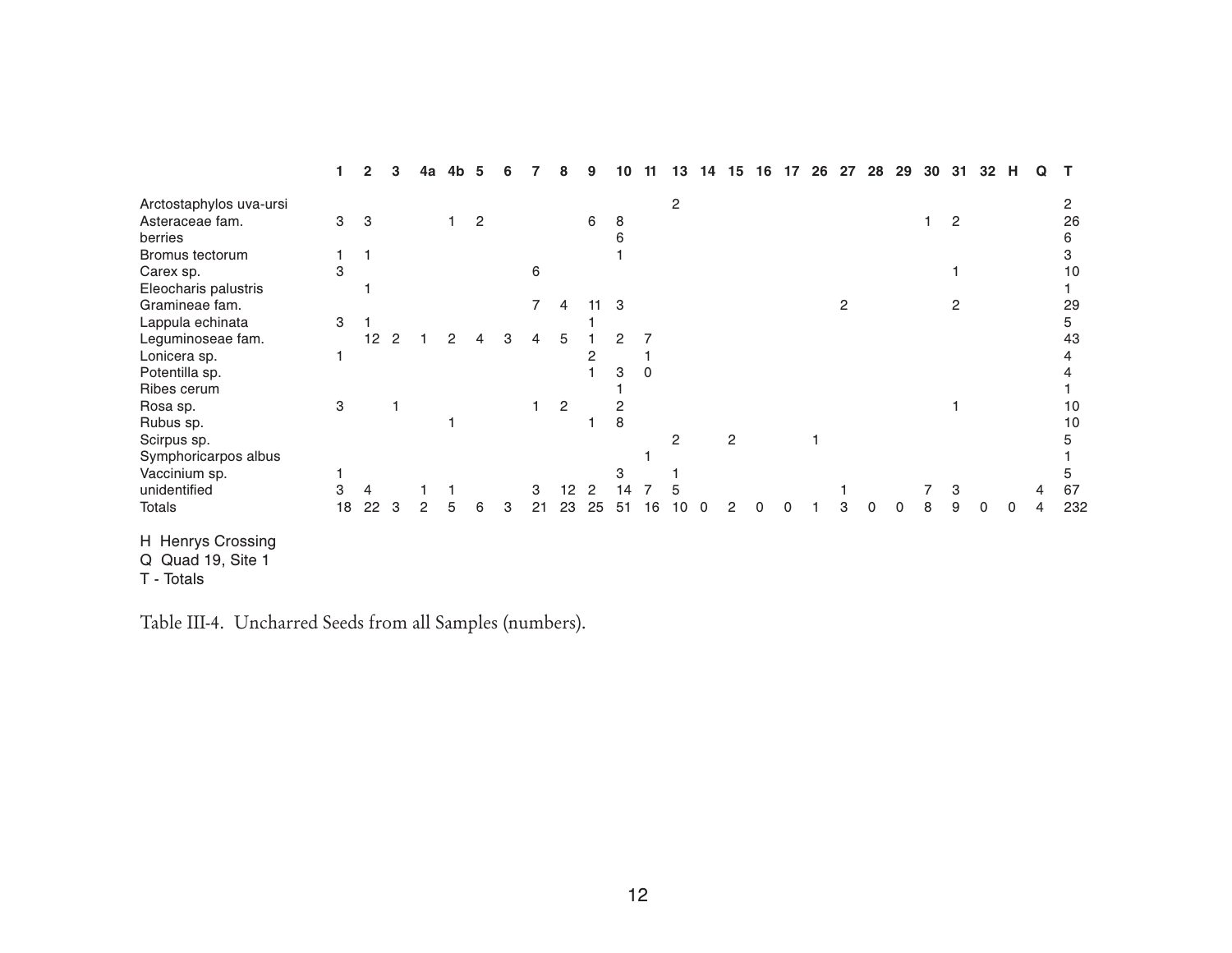| | 1 | 2 | 3 | 4a | 4b | 5 | 6 | 7 | 8 | 9 | 10 | 11 | 13 | 14 | 15 | 16 | 17 | 26 | 27 | 28 | 29 | 30 | 31 | 32 | H | Q | T |
|---|---|---|---|---|---|---|---|---|---|---|---|---|---|---|---|---|---|---|---|---|---|---|---|---|---|---|---|
| Arctostaphylos uva-ursi | | | | | | | | | | | | | 2 | | | | | | | | | | | | | | 2 |
| Asteraceae fam. | 3 | 3 | | | 1 | 2 | | | | 6 | 8 | | | | | | | | | | | 1 | 2 | | | | 26 |
| berries | | | | | | | | | | | 6 | | | | | | | | | | | | | | | | 6 |
| Bromus tectorum | 1 | 1 | | | | | | | | | 1 | | | | | | | | | | | | | | | | 3 |
| Carex sp. | 3 | | | | | | | 6 | | | | | | | | | | | | | | | 1 | | | | 10 |
| Eleocharis palustris | | 1 | | | | | | | | | | | | | | | | | | | | | | | | | 1 |
| Gramineae fam. | | | | | | | | 7 | 4 | 11 | 3 | | | | | | | | 2 | | | | 2 | | | | 29 |
| Lappula echinata | 3 | 1 | | | | | | | | 1 | | | | | | | | | | | | | | | | | 5 |
| Leguminoseae fam. | | 12 | 2 | 1 | 2 | 4 | 3 | 4 | 5 | 1 | 2 | 7 | | | | | | | | | | | | | | | 43 |
| Lonicera sp. | 1 | | | | | | | | | 2 | | 1 | | | | | | | | | | | | | | | 4 |
| Potentilla sp. | | | | | | | | | | 1 | 3 | 0 | | | | | | | | | | | | | | | 4 |
| Ribes cerum | | | | | | | | | | | 1 | | | | | | | | | | | | | | | | 1 |
| Rosa sp. | 3 | | 1 | | | | | 1 | 2 | | 2 | | | | | | | | | | | | 1 | | | | 10 |
| Rubus sp. | | | | | 1 | | | | | 1 | 8 | | | | | | | | | | | | | | | | 10 |
| Scirpus sp. | | | | | | | | | | | | | 2 | | 2 | | | 1 | | | | | | | | | 5 |
| Symphoricarpos albus | | | | | | | | | | | | 1 | | | | | | | | | | | | | | | 1 |
| Vaccinium sp. | 1 | | | | | | | | | | 3 | | 1 | | | | | | | | | | | | | | 5 |
| unidentified | 3 | 4 | | 1 | 1 | | | 3 | 12 | 2 | 14 | 7 | 5 | | | | | | 1 | | | 7 | 3 | | | 4 | 67 |
| Totals | 18 | 22 | 3 | 2 | 5 | 6 | 3 | 21 | 23 | 25 | 51 | 16 | 10 | 0 | 2 | 0 | 0 | 1 | 3 | 0 | 0 | 8 | 9 | 0 | 0 | 4 | 232 |

H Henrys Crossing
Q Quad 19, Site 1
T - Totals

Table III-4. Uncharred Seeds from all Samples (numbers).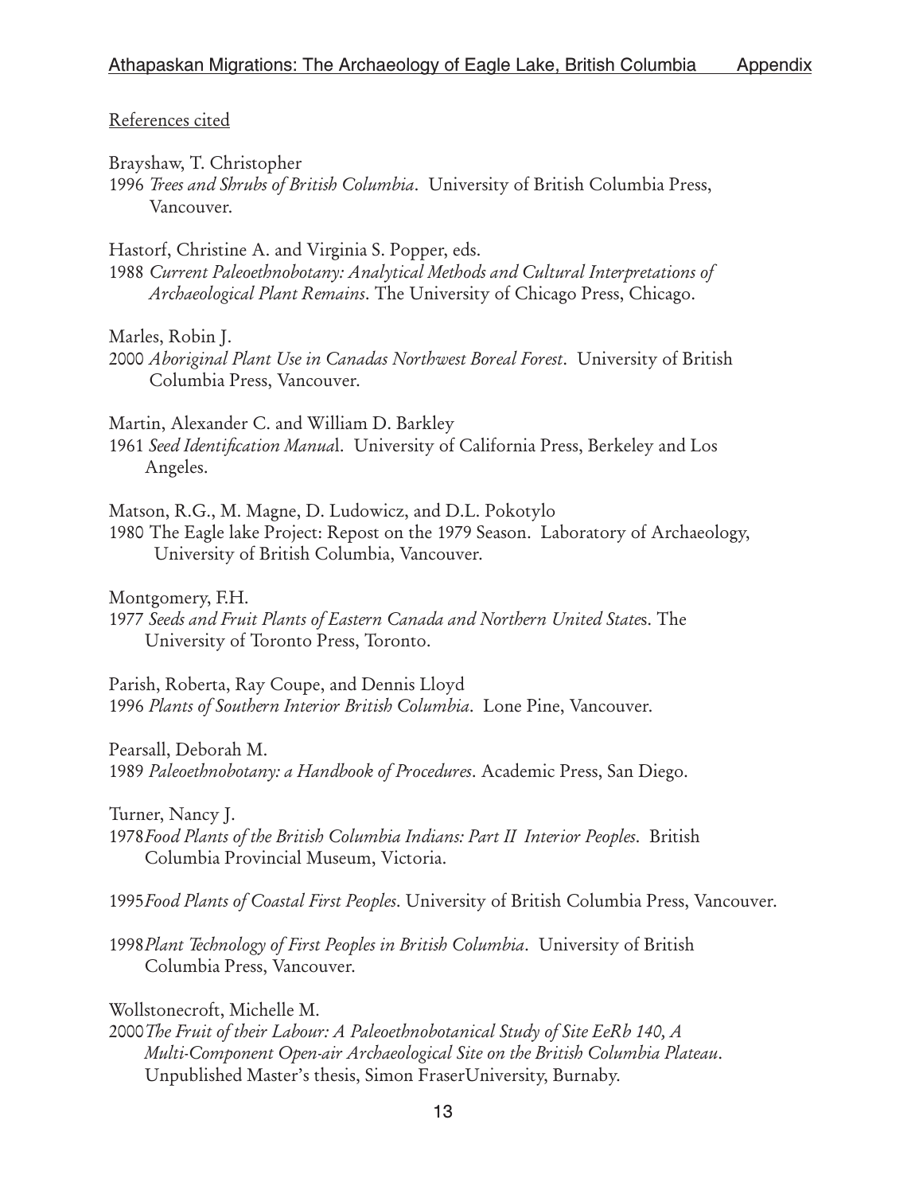References cited

Brayshaw, T. Christopher
1996 *Trees and Shrubs of British Columbia*. University of British Columbia Press, Vancouver.

Hastorf, Christine A. and Virginia S. Popper, eds.
1988 *Current Paleoethnobotany: Analytical Methods and Cultural Interpretations of Archaeological Plant Remains*. The University of Chicago Press, Chicago.

Marles, Robin J.
2000 *Aboriginal Plant Use in Canadas Northwest Boreal Forest*. University of British Columbia Press, Vancouver.

Martin, Alexander C. and William D. Barkley
1961 *Seed Identification Manua*l. University of California Press, Berkeley and Los Angeles.

Matson, R.G., M. Magne, D. Ludowicz, and D.L. Pokotylo
1980 The Eagle lake Project: Repost on the 1979 Season. Laboratory of Archaeology, University of British Columbia, Vancouver.

Montgomery, F.H.
1977 *Seeds and Fruit Plants of Eastern Canada and Northern United State*s. The University of Toronto Press, Toronto.

Parish, Roberta, Ray Coupe, and Dennis Lloyd
1996 *Plants of Southern Interior British Columbia*. Lone Pine, Vancouver.

Pearsall, Deborah M.
1989 *Paleoethnobotany: a Handbook of Procedures*. Academic Press, San Diego.

Turner, Nancy J.
1978 *Food Plants of the British Columbia Indians: Part II Interior Peoples*. British Columbia Provincial Museum, Victoria.

1995 *Food Plants of Coastal First Peoples*. University of British Columbia Press, Vancouver.

1998 *Plant Technology of First Peoples in British Columbia*. University of British Columbia Press, Vancouver.

Wollstonecroft, Michelle M.
2000 *The Fruit of their Labour: A Paleoethnobotanical Study of Site EeRb 140, A Multi-Component Open-air Archaeological Site on the British Columbia Plateau*. Unpublished Master's thesis, Simon FraserUniversity, Burnaby.